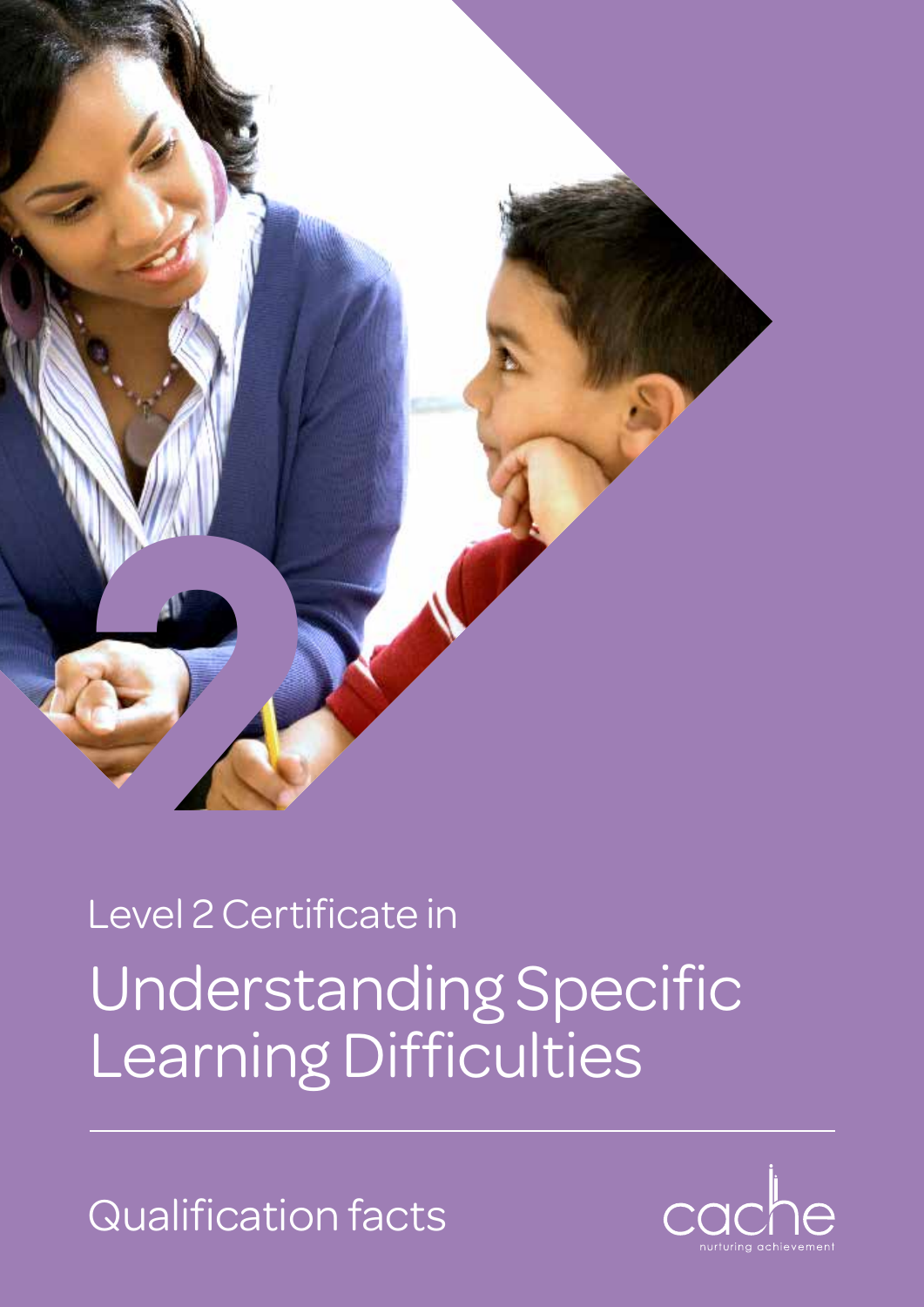Level 2 Certificate in

# Understanding Specific Learning Difficulties

Qualification facts

cache

nurturing achievement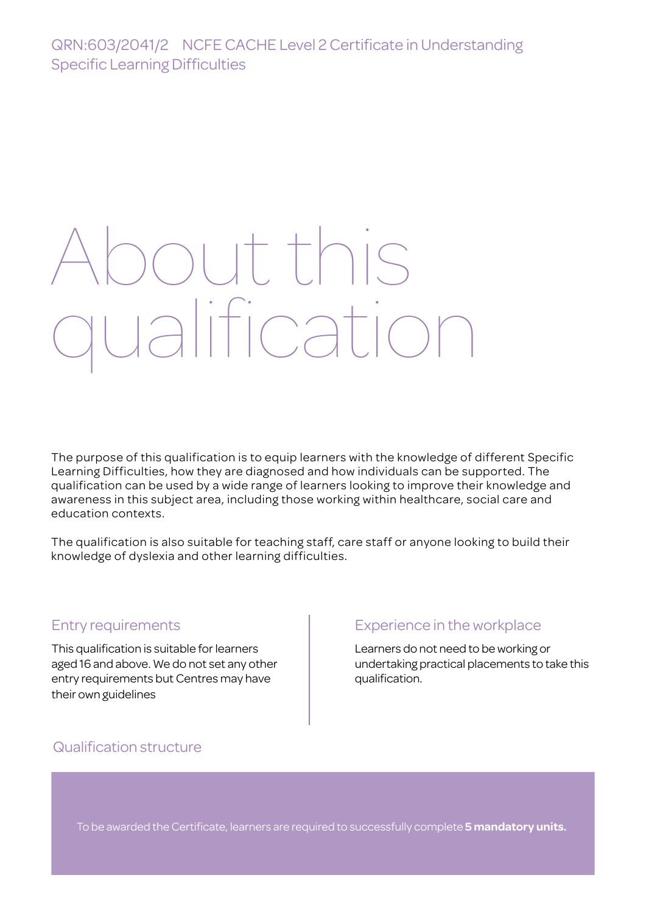QRN:603/2041/2 NCFE CACHE Level 2 Certificate in Understanding Specific Learning Difficulties

# About this qualification

The purpose of this qualification is to equip learners with the knowledge of different Specific Learning Difficulties, how they are diagnosed and how individuals can be supported. The qualification can be used by a wide range of learners looking to improve their knowledge and awareness in this subject area, including those working within healthcare, social care and education contexts.

The qualification is also suitable for teaching staff, care staff or anyone looking to build their knowledge of dyslexia and other learning difficulties.

## Entry requirements

This qualification is suitable for learners aged 16 and above. We do not set any other entry requirements but Centres may have their own guidelines

## Experience in the workplace

Learners do not need to be working or undertaking practical placements to take this qualification.

## Qualification structure

To be awarded the Certificate, learners are required to successfully complete **5 mandatory units.**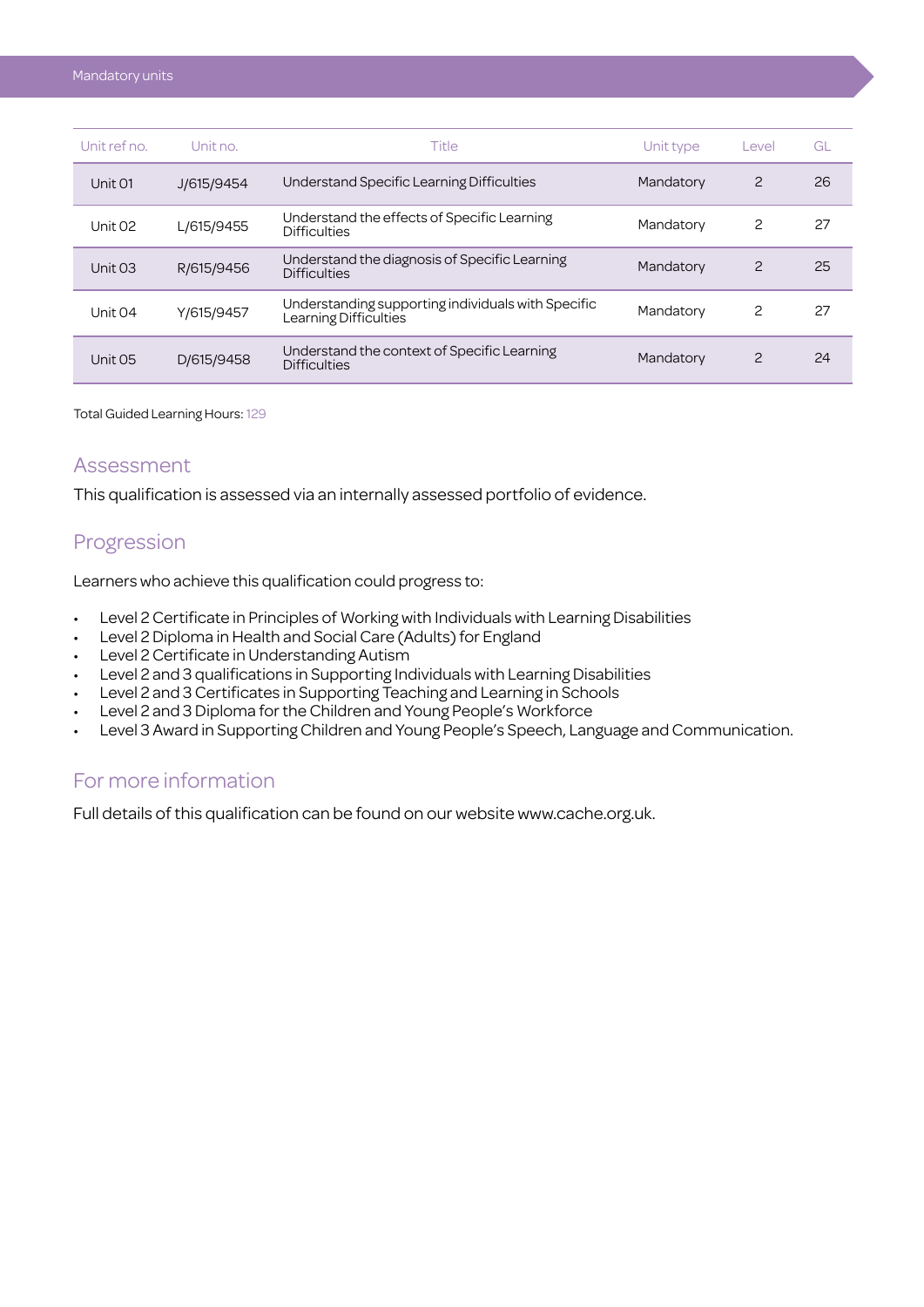## Mandatory units

| Unit ref no. | Unit no. | Title | Unit type | Level | GL |
|---|---|---|---|---|---|
| Unit 01 | J/615/9454 | Understand Specific Learning Difficulties | Mandatory | 2 | 26 |
| Unit 02 | L/615/9455 | Understand the effects of Specific Learning Difficulties | Mandatory | 2 | 27 |
| Unit 03 | R/615/9456 | Understand the diagnosis of Specific Learning Difficulties | Mandatory | 2 | 25 |
| Unit 04 | Y/615/9457 | Understanding supporting individuals with Specific Learning Difficulties | Mandatory | 2 | 27 |
| Unit 05 | D/615/9458 | Understand the context of Specific Learning Difficulties | Mandatory | 2 | 24 |

Total Guided Learning Hours: 129

## Assessment

This qualification is assessed via an internally assessed portfolio of evidence.

## Progression

Learners who achieve this qualification could progress to:

- Level 2 Certificate in Principles of Working with Individuals with Learning Disabilities
- Level 2 Diploma in Health and Social Care (Adults) for England
- Level 2 Certificate in Understanding Autism
- Level 2 and 3 qualifications in Supporting Individuals with Learning Disabilities
- Level 2 and 3 Certificates in Supporting Teaching and Learning in Schools
- Level 2 and 3 Diploma for the Children and Young People's Workforce
- Level 3 Award in Supporting Children and Young People's Speech, Language and Communication.

## For more information

Full details of this qualification can be found on our website www.cache.org.uk.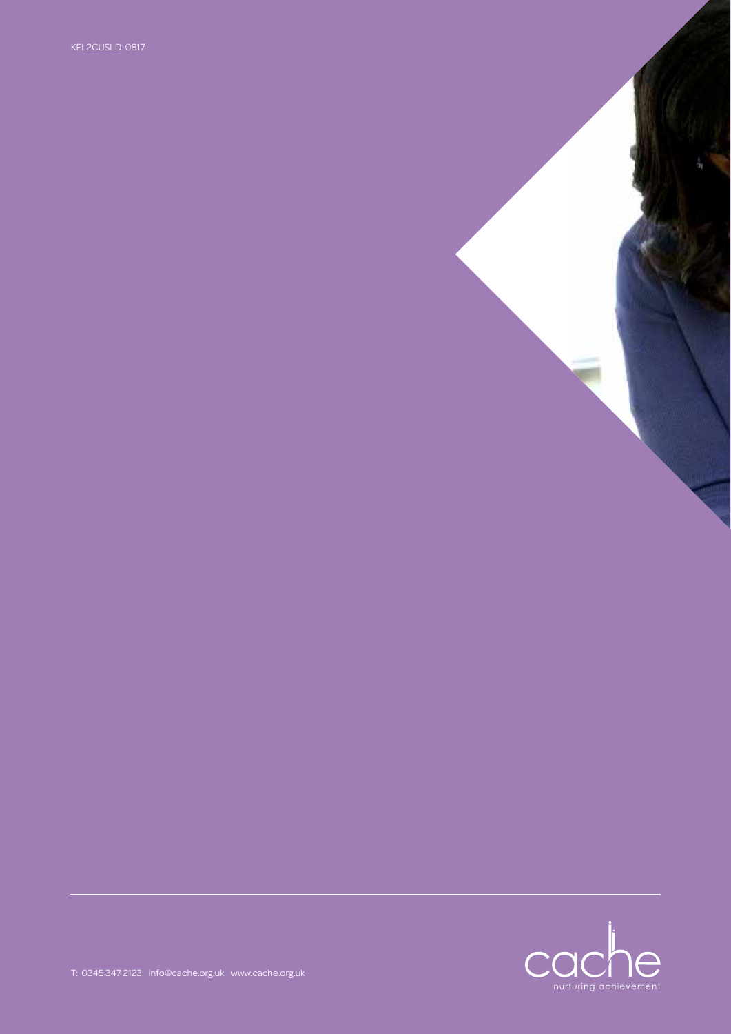KFL2CUSLD-0817

T: 0345 347 2123 info@cache.org.uk www.cache.org.uk

cache
nurturing achievement